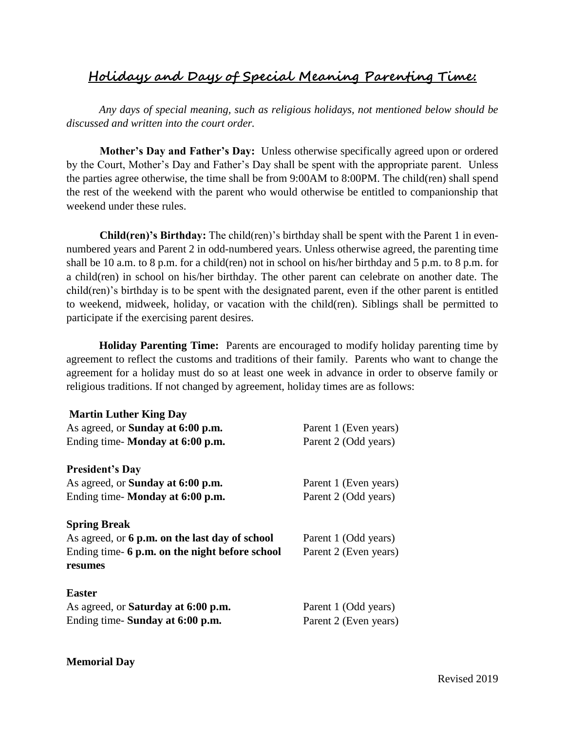## Holidays and Days of Special Meaning Parenting Time:

*Any days of special meaning, such as religious holidays, not mentioned below should be discussed and written into the court order.*

**Mother's Day and Father's Day:** Unless otherwise specifically agreed upon or ordered by the Court, Mother's Day and Father's Day shall be spent with the appropriate parent. Unless the parties agree otherwise, the time shall be from 9:00AM to 8:00PM. The child(ren) shall spend the rest of the weekend with the parent who would otherwise be entitled to companionship that weekend under these rules.

**Child(ren)'s Birthday:** The child(ren)'s birthday shall be spent with the Parent 1 in even-numbered years and Parent 2 in odd-numbered years. Unless otherwise agreed, the parenting time shall be 10 a.m. to 8 p.m. for a child(ren) not in school on his/her birthday and 5 p.m. to 8 p.m. for a child(ren) in school on his/her birthday. The other parent can celebrate on another date. The child(ren)'s birthday is to be spent with the designated parent, even if the other parent is entitled to weekend, midweek, holiday, or vacation with the child(ren). Siblings shall be permitted to participate if the exercising parent desires.

**Holiday Parenting Time:** Parents are encouraged to modify holiday parenting time by agreement to reflect the customs and traditions of their family. Parents who want to change the agreement for a holiday must do so at least one week in advance in order to observe family or religious traditions. If not changed by agreement, holiday times are as follows:

**Martin Luther King Day**
As agreed, or **Sunday at 6:00 p.m.** — Parent 1 (Even years)
Ending time- **Monday at 6:00 p.m.** — Parent 2 (Odd years)

**President's Day**
As agreed, or **Sunday at 6:00 p.m.** — Parent 1 (Even years)
Ending time- **Monday at 6:00 p.m.** — Parent 2 (Odd years)

**Spring Break**
As agreed, or **6 p.m. on the last day of school** — Parent 1 (Odd years)
Ending time- **6 p.m. on the night before school resumes** — Parent 2 (Even years)

**Easter**
As agreed, or **Saturday at 6:00 p.m.** — Parent 1 (Odd years)
Ending time- **Sunday at 6:00 p.m.** — Parent 2 (Even years)

**Memorial Day**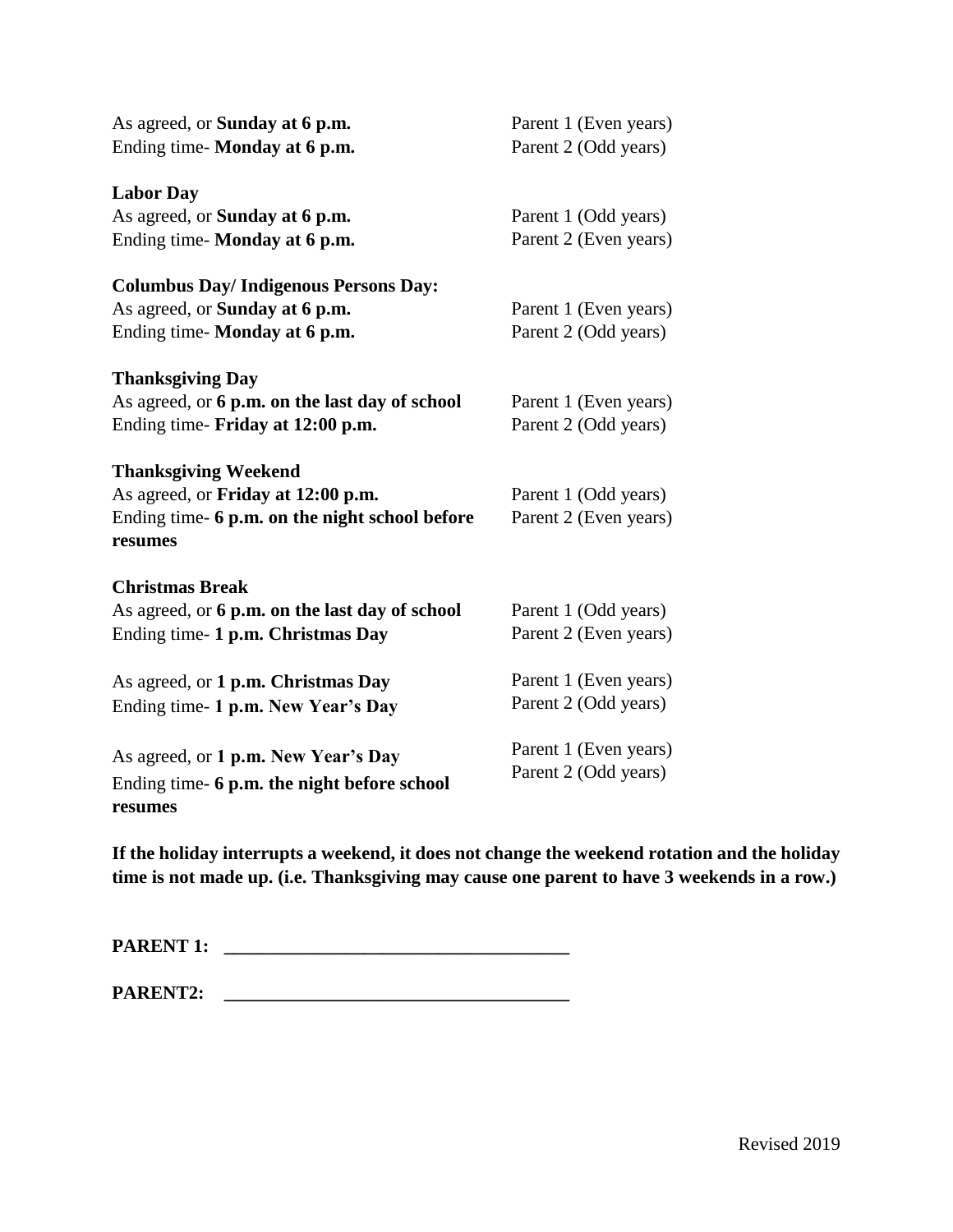| | |
|---|---|
| As agreed, or **Sunday at 6 p.m.**<br>Ending time- **Monday at 6 p.m.** | Parent 1 (Even years)<br>Parent 2 (Odd years) |
| **Labor Day** | |
| As agreed, or **Sunday at 6 p.m.**<br>Ending time- **Monday at 6 p.m.** | Parent 1 (Odd years)<br>Parent 2 (Even years) |
| **Columbus Day/ Indigenous Persons Day:** | |
| As agreed, or **Sunday at 6 p.m.**<br>Ending time- **Monday at 6 p.m.** | Parent 1 (Even years)<br>Parent 2 (Odd years) |
| **Thanksgiving Day** | |
| As agreed, or **6 p.m. on the last day of school**<br>Ending time- **Friday at 12:00 p.m.** | Parent 1 (Even years)<br>Parent 2 (Odd years) |
| **Thanksgiving Weekend** | |
| As agreed, or **Friday at 12:00 p.m.**<br>Ending time- **6 p.m. on the night school before resumes** | Parent 1 (Odd years)<br>Parent 2 (Even years) |
| **Christmas Break** | |
| As agreed, or **6 p.m. on the last day of school**<br>Ending time- **1 p.m. Christmas Day** | Parent 1 (Odd years)<br>Parent 2 (Even years) |
| As agreed, or **1 p.m. Christmas Day**<br>Ending time- **1 p.m. New Year's Day** | Parent 1 (Even years)<br>Parent 2 (Odd years) |
| As agreed, or **1 p.m. New Year's Day**<br>Ending time- **6 p.m. the night before school resumes** | Parent 1 (Even years)<br>Parent 2 (Odd years) |

**If the holiday interrupts a weekend, it does not change the weekend rotation and the holiday time is not made up. (i.e. Thanksgiving may cause one parent to have 3 weekends in a row.)**

**PARENT 1:** \_\_\_\_\_\_\_\_\_\_\_\_\_\_\_\_\_\_\_\_\_\_\_\_\_\_\_\_\_\_\_\_\_\_\_\_

**PARENT2:** \_\_\_\_\_\_\_\_\_\_\_\_\_\_\_\_\_\_\_\_\_\_\_\_\_\_\_\_\_\_\_\_\_\_\_\_

Revised 2019